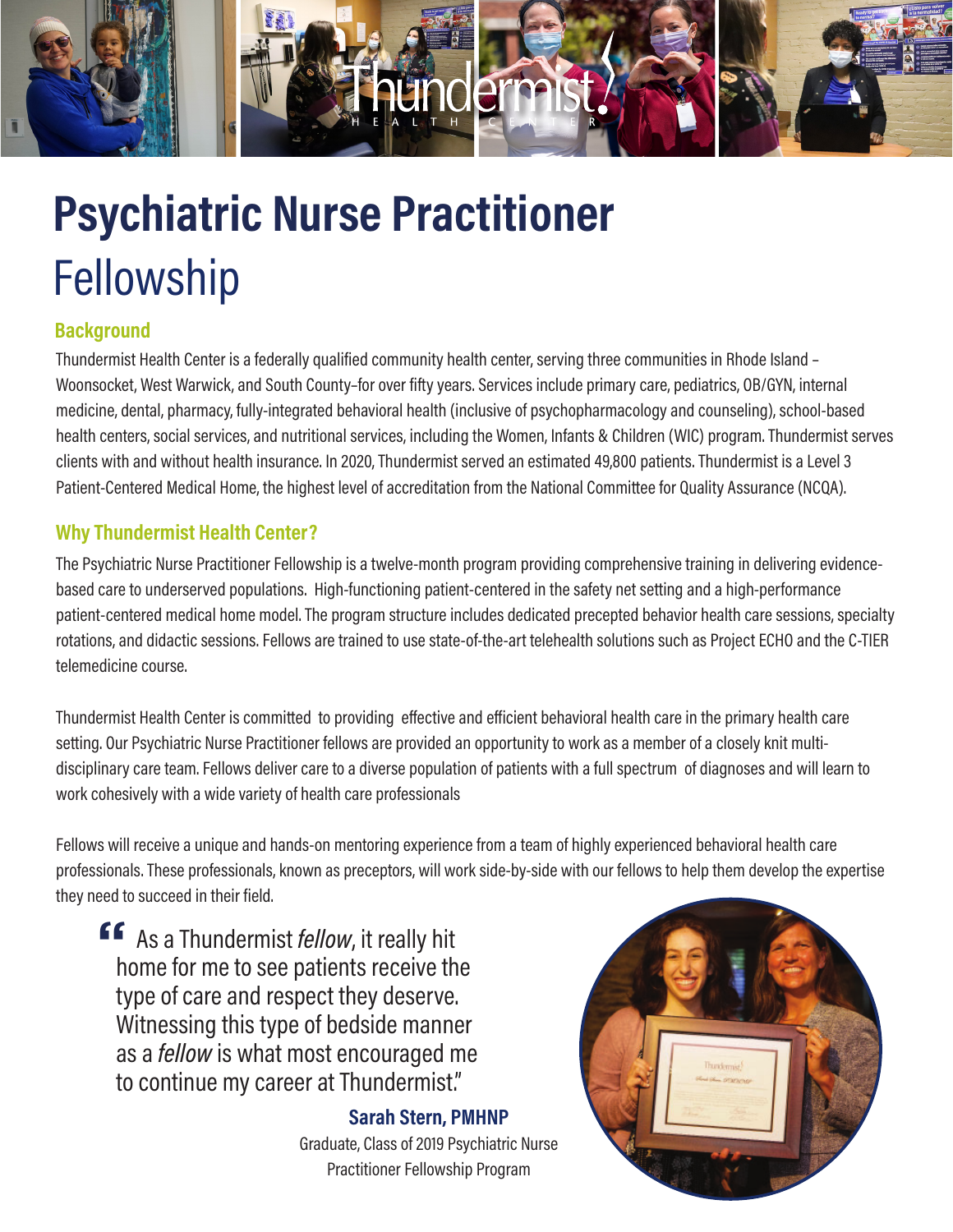# Psychiatric Nurse Practitioner Fellowship

## Background

Thundermist Health Center is a federally qualified community health center, serving three communities in Rhode Island – Woonsocket, West Warwick, and South County–for over fifty years. Services include primary care, pediatrics, OB/GYN, internal medicine, dental, pharmacy, fully-integrated behavioral health (inclusive of psychopharmacology and counseling), school-based health centers, social services, and nutritional services, including the Women, Infants & Children (WIC) program. Thundermist serves clients with and without health insurance. In 2020, Thundermist served an estimated 49,800 patients. Thundermist is a Level 3 Patient-Centered Medical Home, the highest level of accreditation from the National Committee for Quality Assurance (NCQA).

## Why Thundermist Health Center?

The Psychiatric Nurse Practitioner Fellowship is a twelve-month program providing comprehensive training in delivering evidence-based care to underserved populations. High-functioning patient-centered in the safety net setting and a high-performance patient-centered medical home model. The program structure includes dedicated precepted behavior health care sessions, specialty rotations, and didactic sessions. Fellows are trained to use state-of-the-art telehealth solutions such as Project ECHO and the C-TIER telemedicine course.

Thundermist Health Center is committed to providing effective and efficient behavioral health care in the primary health care setting. Our Psychiatric Nurse Practitioner fellows are provided an opportunity to work as a member of a closely knit multi-disciplinary care team. Fellows deliver care to a diverse population of patients with a full spectrum of diagnoses and will learn to work cohesively with a wide variety of health care professionals

Fellows will receive a unique and hands-on mentoring experience from a team of highly experienced behavioral health care professionals. These professionals, known as preceptors, will work side-by-side with our fellows to help them develop the expertise they need to succeed in their field.

> "As a Thundermist *fellow*, it really hit home for me to see patients receive the type of care and respect they deserve. Witnessing this type of bedside manner as a *fellow* is what most encouraged me to continue my career at Thundermist."
>
> **Sarah Stern, PMHNP**
> Graduate, Class of 2019 Psychiatric Nurse Practitioner Fellowship Program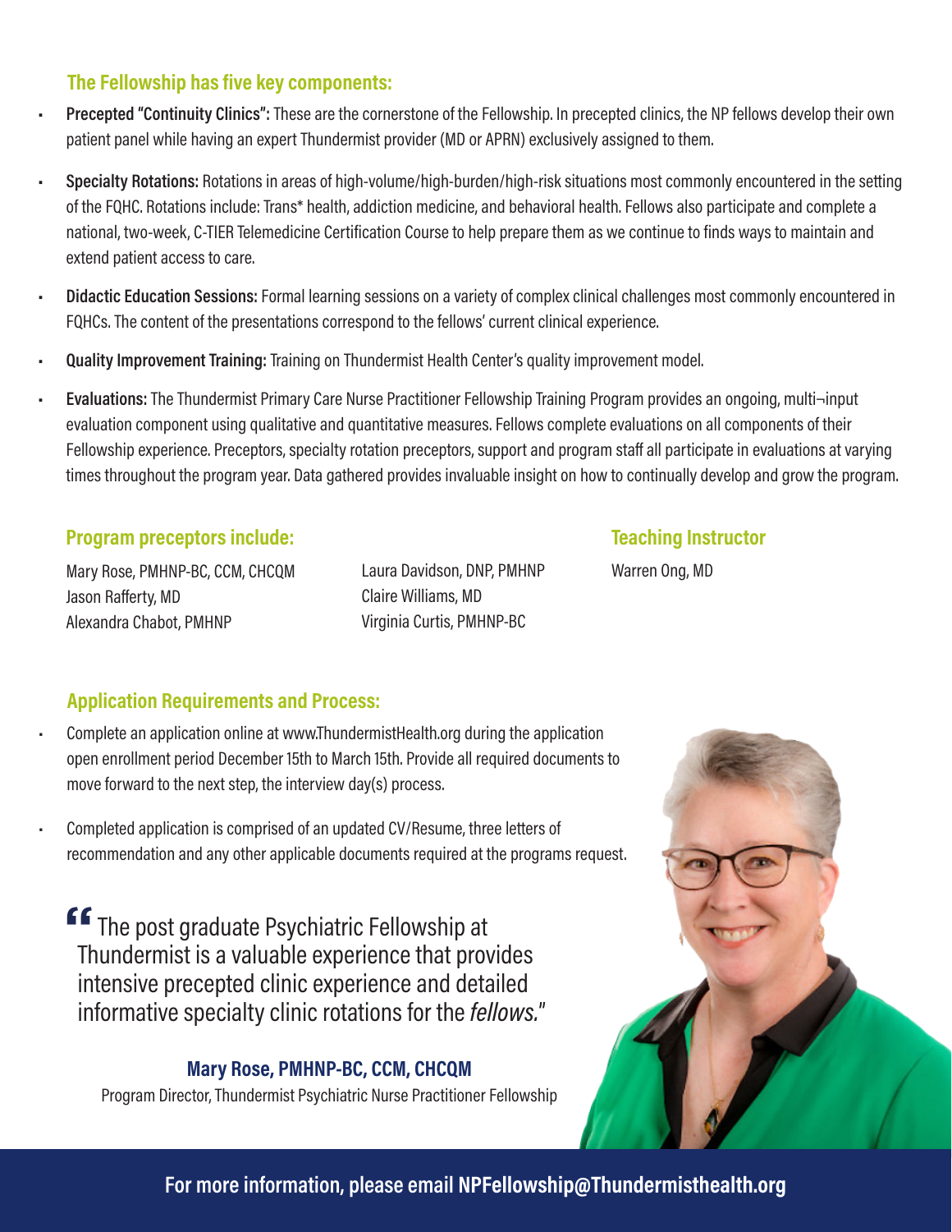### The Fellowship has five key components:

- **Precepted "Continuity Clinics":** These are the cornerstone of the Fellowship. In precepted clinics, the NP fellows develop their own patient panel while having an expert Thundermist provider (MD or APRN) exclusively assigned to them.
- **Specialty Rotations:** Rotations in areas of high-volume/high-burden/high-risk situations most commonly encountered in the setting of the FQHC. Rotations include: Trans* health, addiction medicine, and behavioral health. Fellows also participate and complete a national, two-week, C-TIER Telemedicine Certification Course to help prepare them as we continue to finds ways to maintain and extend patient access to care.
- **Didactic Education Sessions:** Formal learning sessions on a variety of complex clinical challenges most commonly encountered in FQHCs. The content of the presentations correspond to the fellows' current clinical experience.
- **Quality Improvement Training:** Training on Thundermist Health Center's quality improvement model.
- **Evaluations:** The Thundermist Primary Care Nurse Practitioner Fellowship Training Program provides an ongoing, multi¬input evaluation component using qualitative and quantitative measures. Fellows complete evaluations on all components of their Fellowship experience. Preceptors, specialty rotation preceptors, support and program staff all participate in evaluations at varying times throughout the program year. Data gathered provides invaluable insight on how to continually develop and grow the program.

### Program preceptors include:

Mary Rose, PMHNP-BC, CCM, CHCQM
Jason Rafferty, MD
Alexandra Chabot, PMHNP
Laura Davidson, DNP, PMHNP
Claire Williams, MD
Virginia Curtis, PMHNP-BC

### Teaching Instructor

Warren Ong, MD

### Application Requirements and Process:

- Complete an application online at www.ThundermistHealth.org during the application open enrollment period December 15th to March 15th. Provide all required documents to move forward to the next step, the interview day(s) process.
- Completed application is comprised of an updated CV/Resume, three letters of recommendation and any other applicable documents required at the programs request.

> "The post graduate Psychiatric Fellowship at Thundermist is a valuable experience that provides intensive precepted clinic experience and detailed informative specialty clinic rotations for the *fellows.*"

**Mary Rose, PMHNP-BC, CCM, CHCQM**
Program Director, Thundermist Psychiatric Nurse Practitioner Fellowship

**For more information, please email NPFellowship@Thundermisthealth.org**